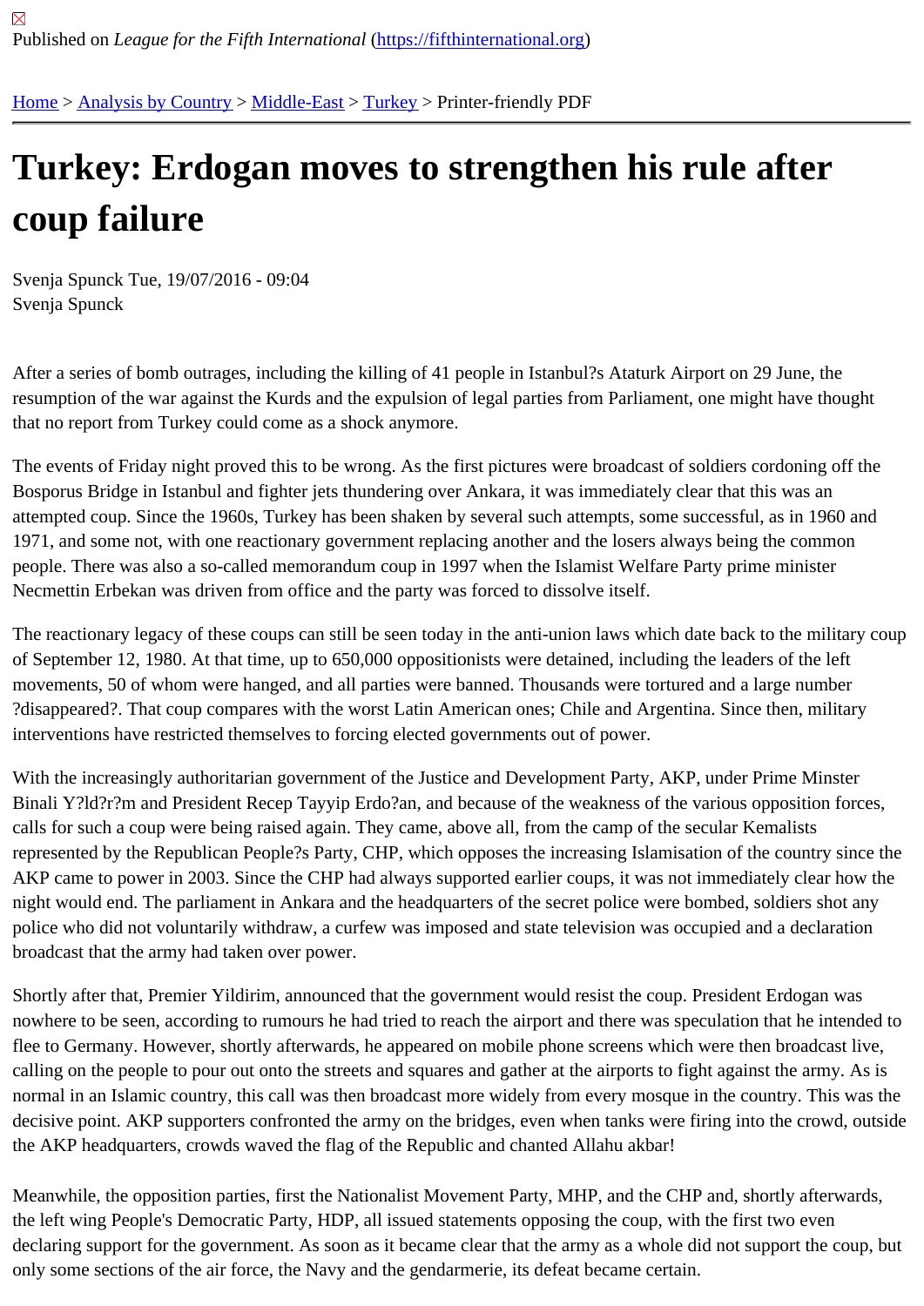Published on *League for the Fifth International* (https://fifthinternational.org)

Home > Analysis by Country > Middle-East > Turkey > Printer-friendly PDF

# Turkey: Erdogan moves to strengthen his rule after coup failure

Svenja Spunck Tue, 19/07/2016 - 09:04
Svenja Spunck

After a series of bomb outrages, including the killing of 41 people in Istanbul?s Ataturk Airport on 29 June, the resumption of the war against the Kurds and the expulsion of legal parties from Parliament, one might have thought that no report from Turkey could come as a shock anymore.

The events of Friday night proved this to be wrong. As the first pictures were broadcast of soldiers cordoning off the Bosporus Bridge in Istanbul and fighter jets thundering over Ankara, it was immediately clear that this was an attempted coup. Since the 1960s, Turkey has been shaken by several such attempts, some successful, as in 1960 and 1971, and some not, with one reactionary government replacing another and the losers always being the common people. There was also a so-called memorandum coup in 1997 when the Islamist Welfare Party prime minister Necmettin Erbekan was driven from office and the party was forced to dissolve itself.

The reactionary legacy of these coups can still be seen today in the anti-union laws which date back to the military coup of September 12, 1980. At that time, up to 650,000 oppositionists were detained, including the leaders of the left movements, 50 of whom were hanged, and all parties were banned. Thousands were tortured and a large number ?disappeared?. That coup compares with the worst Latin American ones; Chile and Argentina. Since then, military interventions have restricted themselves to forcing elected governments out of power.

With the increasingly authoritarian government of the Justice and Development Party, AKP, under Prime Minster Binali Y?ld?r?m and President Recep Tayyip Erdo?an, and because of the weakness of the various opposition forces, calls for such a coup were being raised again. They came, above all, from the camp of the secular Kemalists represented by the Republican People?s Party, CHP, which opposes the increasing Islamisation of the country since the AKP came to power in 2003. Since the CHP had always supported earlier coups, it was not immediately clear how the night would end. The parliament in Ankara and the headquarters of the secret police were bombed, soldiers shot any police who did not voluntarily withdraw, a curfew was imposed and state television was occupied and a declaration broadcast that the army had taken over power.

Shortly after that, Premier Yildirim, announced that the government would resist the coup. President Erdogan was nowhere to be seen, according to rumours he had tried to reach the airport and there was speculation that he intended to flee to Germany. However, shortly afterwards, he appeared on mobile phone screens which were then broadcast live, calling on the people to pour out onto the streets and squares and gather at the airports to fight against the army. As is normal in an Islamic country, this call was then broadcast more widely from every mosque in the country. This was the decisive point. AKP supporters confronted the army on the bridges, even when tanks were firing into the crowd, outside the AKP headquarters, crowds waved the flag of the Republic and chanted Allahu akbar!

Meanwhile, the opposition parties, first the Nationalist Movement Party, MHP, and the CHP and, shortly afterwards, the left wing People's Democratic Party, HDP, all issued statements opposing the coup, with the first two even declaring support for the government. As soon as it became clear that the army as a whole did not support the coup, but only some sections of the air force, the Navy and the gendarmerie, its defeat became certain.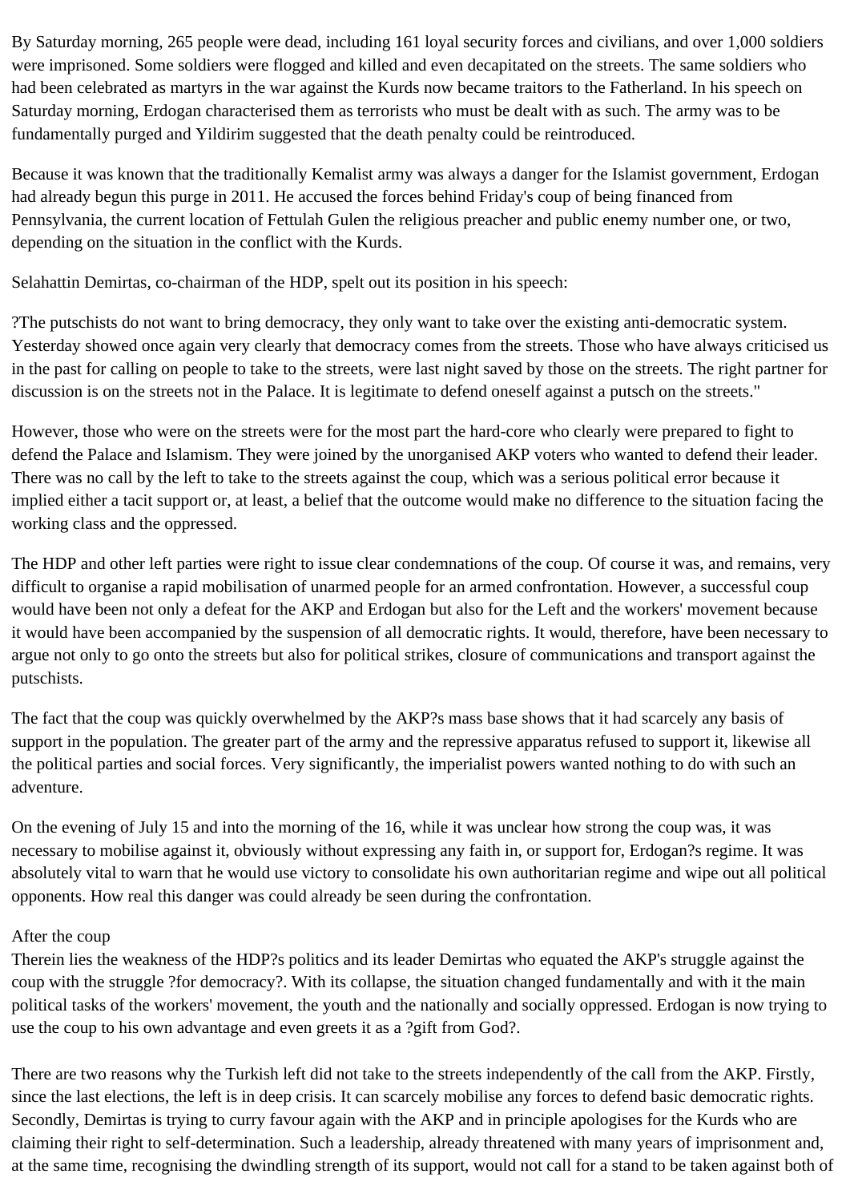By Saturday morning, 265 people were dead, including 161 loyal security forces and civilians, and over 1,000 soldiers were imprisoned. Some soldiers were flogged and killed and even decapitated on the streets. The same soldiers who had been celebrated as martyrs in the war against the Kurds now became traitors to the Fatherland. In his speech on Saturday morning, Erdogan characterised them as terrorists who must be dealt with as such. The army was to be fundamentally purged and Yildirim suggested that the death penalty could be reintroduced.

Because it was known that the traditionally Kemalist army was always a danger for the Islamist government, Erdogan had already begun this purge in 2011. He accused the forces behind Friday's coup of being financed from Pennsylvania, the current location of Fettulah Gulen the religious preacher and public enemy number one, or two, depending on the situation in the conflict with the Kurds.

Selahattin Demirtas, co-chairman of the HDP, spelt out its position in his speech:

?The putschists do not want to bring democracy, they only want to take over the existing anti-democratic system. Yesterday showed once again very clearly that democracy comes from the streets. Those who have always criticised us in the past for calling on people to take to the streets, were last night saved by those on the streets. The right partner for discussion is on the streets not in the Palace. It is legitimate to defend oneself against a putsch on the streets."

However, those who were on the streets were for the most part the hard-core who clearly were prepared to fight to defend the Palace and Islamism. They were joined by the unorganised AKP voters who wanted to defend their leader. There was no call by the left to take to the streets against the coup, which was a serious political error because it implied either a tacit support or, at least, a belief that the outcome would make no difference to the situation facing the working class and the oppressed.

The HDP and other left parties were right to issue clear condemnations of the coup. Of course it was, and remains, very difficult to organise a rapid mobilisation of unarmed people for an armed confrontation. However, a successful coup would have been not only a defeat for the AKP and Erdogan but also for the Left and the workers' movement because it would have been accompanied by the suspension of all democratic rights. It would, therefore, have been necessary to argue not only to go onto the streets but also for political strikes, closure of communications and transport against the putschists.

The fact that the coup was quickly overwhelmed by the AKP?s mass base shows that it had scarcely any basis of support in the population. The greater part of the army and the repressive apparatus refused to support it, likewise all the political parties and social forces. Very significantly, the imperialist powers wanted nothing to do with such an adventure.

On the evening of July 15 and into the morning of the 16, while it was unclear how strong the coup was, it was necessary to mobilise against it, obviously without expressing any faith in, or support for, Erdogan?s regime. It was absolutely vital to warn that he would use victory to consolidate his own authoritarian regime and wipe out all political opponents. How real this danger was could already be seen during the confrontation.

After the coup

Therein lies the weakness of the HDP?s politics and its leader Demirtas who equated the AKP's struggle against the coup with the struggle ?for democracy?. With its collapse, the situation changed fundamentally and with it the main political tasks of the workers' movement, the youth and the nationally and socially oppressed. Erdogan is now trying to use the coup to his own advantage and even greets it as a ?gift from God?.

There are two reasons why the Turkish left did not take to the streets independently of the call from the AKP. Firstly, since the last elections, the left is in deep crisis. It can scarcely mobilise any forces to defend basic democratic rights. Secondly, Demirtas is trying to curry favour again with the AKP and in principle apologises for the Kurds who are claiming their right to self-determination. Such a leadership, already threatened with many years of imprisonment and, at the same time, recognising the dwindling strength of its support, would not call for a stand to be taken against both of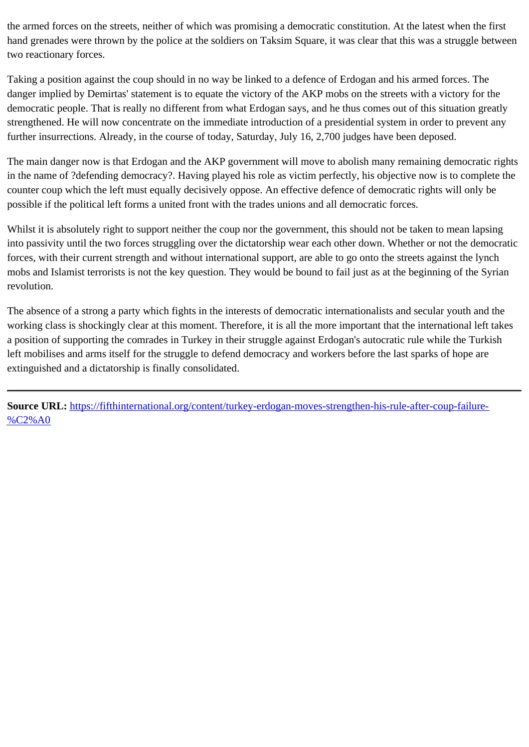the armed forces on the streets, neither of which was promising a democratic constitution. At the latest when the first hand grenades were thrown by the police at the soldiers on Taksim Square, it was clear that this was a struggle between two reactionary forces.

Taking a position against the coup should in no way be linked to a defence of Erdogan and his armed forces. The danger implied by Demirtas' statement is to equate the victory of the AKP mobs on the streets with a victory for the democratic people. That is really no different from what Erdogan says, and he thus comes out of this situation greatly strengthened. He will now concentrate on the immediate introduction of a presidential system in order to prevent any further insurrections. Already, in the course of today, Saturday, July 16, 2,700 judges have been deposed.

The main danger now is that Erdogan and the AKP government will move to abolish many remaining democratic rights in the name of ?defending democracy?. Having played his role as victim perfectly, his objective now is to complete the counter coup which the left must equally decisively oppose. An effective defence of democratic rights will only be possible if the political left forms a united front with the trades unions and all democratic forces.

Whilst it is absolutely right to support neither the coup nor the government, this should not be taken to mean lapsing into passivity until the two forces struggling over the dictatorship wear each other down. Whether or not the democratic forces, with their current strength and without international support, are able to go onto the streets against the lynch mobs and Islamist terrorists is not the key question. They would be bound to fail just as at the beginning of the Syrian revolution.

The absence of a strong a party which fights in the interests of democratic internationalists and secular youth and the working class is shockingly clear at this moment. Therefore, it is all the more important that the international left takes a position of supporting the comrades in Turkey in their struggle against Erdogan's autocratic rule while the Turkish left mobilises and arms itself for the struggle to defend democracy and workers before the last sparks of hope are extinguished and a dictatorship is finally consolidated.

---

**Source URL:** https://fifthinternational.org/content/turkey-erdogan-moves-strengthen-his-rule-after-coup-failure-%C2%A0